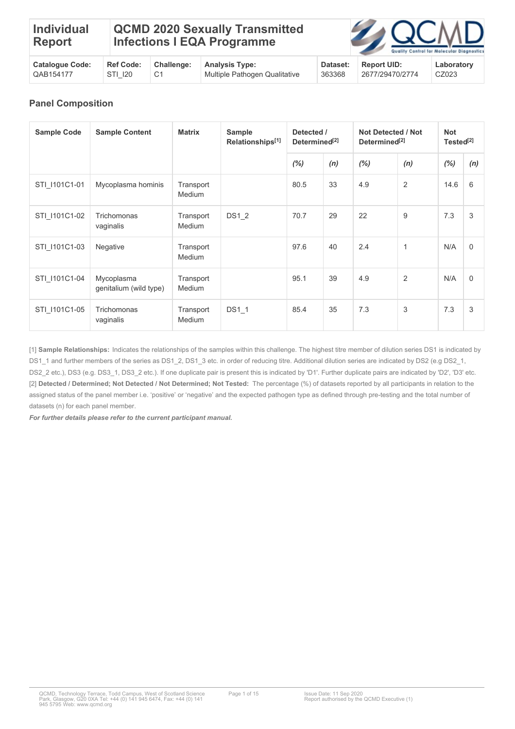| Individual Report | QCMD 2020 Sexually Transmitted Infections I EQA Programme | | | | | |
|---|---|---|---|---|---|---|
| **Catalogue Code:** QAB154177 | **Ref Code:** STI_I20 | **Challenge:** C1 | **Analysis Type:** Multiple Pathogen Qualitative | **Dataset:** 363368 | **Report UID:** 2677/29470/2774 | **Laboratory** CZ023 |

## Panel Composition

| Sample Code | Sample Content | Matrix | Sample Relationships[1] | Detected / Determined[2] | | Not Detected / Not Determined[2] | | Not Tested[2] | |
|---|---|---|---|---|---|---|---|---|---|
| | | | | *(%)* | *(n)* | *(%)* | *(n)* | *(%)* | *(n)* |
| STI_I101C1-01 | Mycoplasma hominis | Transport Medium | | 80.5 | 33 | 4.9 | 2 | 14.6 | 6 |
| STI_I101C1-02 | Trichomonas vaginalis | Transport Medium | DS1_2 | 70.7 | 29 | 22 | 9 | 7.3 | 3 |
| STI_I101C1-03 | Negative | Transport Medium | | 97.6 | 40 | 2.4 | 1 | N/A | 0 |
| STI_I101C1-04 | Mycoplasma genitalium (wild type) | Transport Medium | | 95.1 | 39 | 4.9 | 2 | N/A | 0 |
| STI_I101C1-05 | Trichomonas vaginalis | Transport Medium | DS1_1 | 85.4 | 35 | 7.3 | 3 | 7.3 | 3 |

[1] **Sample Relationships:** Indicates the relationships of the samples within this challenge. The highest titre member of dilution series DS1 is indicated by DS1_1 and further members of the series as DS1_2, DS1_3 etc. in order of reducing titre. Additional dilution series are indicated by DS2 (e.g DS2_1, DS2_2 etc.), DS3 (e.g. DS3_1, DS3_2 etc.). If one duplicate pair is present this is indicated by 'D1'. Further duplicate pairs are indicated by 'D2', 'D3' etc.
[2] **Detected / Determined; Not Detected / Not Determined; Not Tested:** The percentage (%) of datasets reported by all participants in relation to the assigned status of the panel member i.e. 'positive' or 'negative' and the expected pathogen type as defined through pre-testing and the total number of datasets (n) for each panel member.

***For further details please refer to the current participant manual.***

QCMD, Technology Terrace, Todd Campus, West of Scotland Science Park, Glasgow, G20 0XA Tel: +44 (0) 141 945 6474, Fax: +44 (0) 141 945 5795 Web: www.qcmd.org

Issue Date: 11 Sep 2020
Report authorised by the QCMD Executive (1)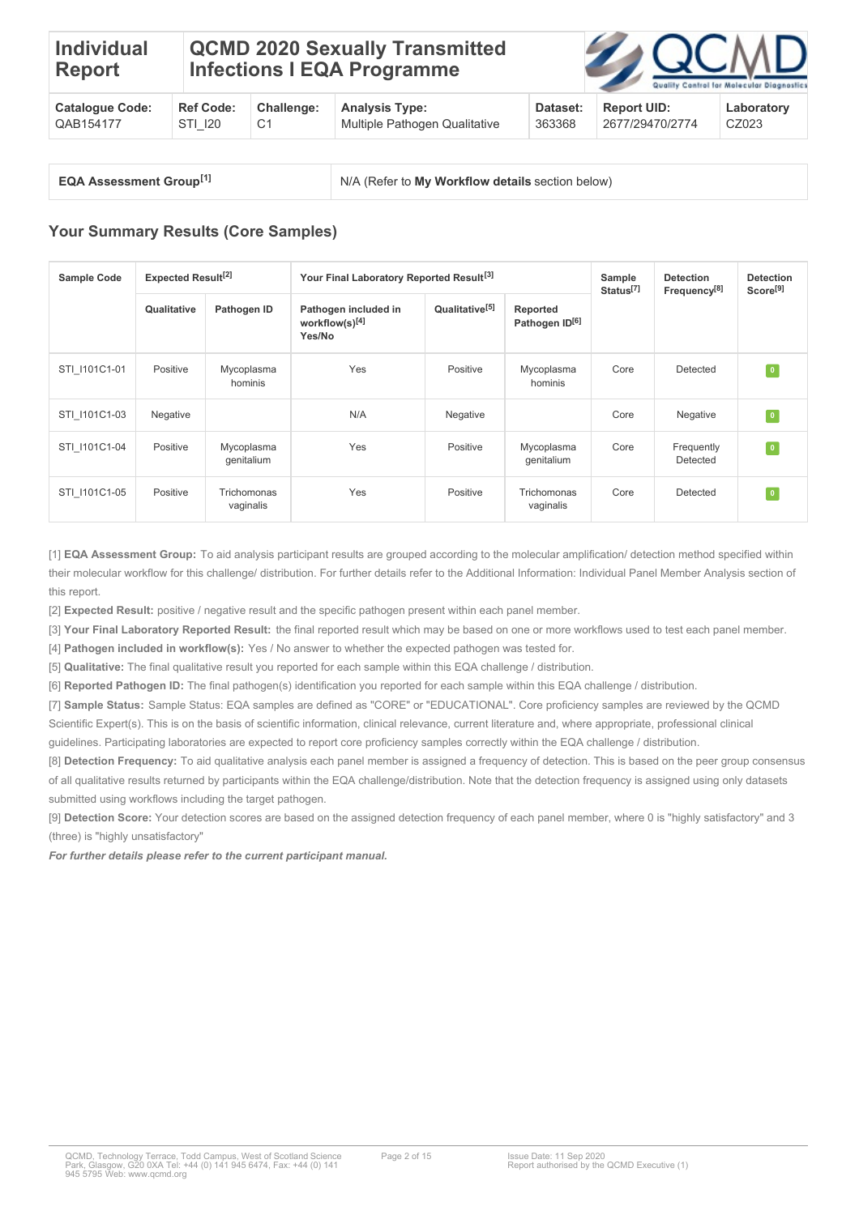| Individual Report | QCMD 2020 Sexually Transmitted Infections I EQA Programme | | | | | |
|---|---|---|---|---|---|---|
| **Catalogue Code:** QAB154177 | **Ref Code:** STI_I20 | **Challenge:** C1 | **Analysis Type:** Multiple Pathogen Qualitative | **Dataset:** 363368 | **Report UID:** 2677/29470/2774 | **Laboratory** CZ023 |

| **EQA Assessment Group[1]** | N/A (Refer to **My Workflow details** section below) |
|---|---|

## Your Summary Results (Core Samples)

| Sample Code | Expected Result[2] | | Your Final Laboratory Reported Result[3] | | | Sample Status[7] | Detection Frequency[8] | Detection Score[9] |
|---|---|---|---|---|---|---|---|---|
| | Qualitative | Pathogen ID | Pathogen included in workflow(s)[4] Yes/No | Qualitative[5] | Reported Pathogen ID[6] | | | |
| STI_I101C1-01 | Positive | Mycoplasma hominis | Yes | Positive | Mycoplasma hominis | Core | Detected | 0 |
| STI_I101C1-03 | Negative | | N/A | Negative | | Core | Negative | 0 |
| STI_I101C1-04 | Positive | Mycoplasma genitalium | Yes | Positive | Mycoplasma genitalium | Core | Frequently Detected | 0 |
| STI_I101C1-05 | Positive | Trichomonas vaginalis | Yes | Positive | Trichomonas vaginalis | Core | Detected | 0 |

[1] **EQA Assessment Group:** To aid analysis participant results are grouped according to the molecular amplification/ detection method specified within their molecular workflow for this challenge/ distribution. For further details refer to the Additional Information: Individual Panel Member Analysis section of this report.

[2] **Expected Result:** positive / negative result and the specific pathogen present within each panel member.

[3] **Your Final Laboratory Reported Result:** the final reported result which may be based on one or more workflows used to test each panel member.

[4] **Pathogen included in workflow(s):** Yes / No answer to whether the expected pathogen was tested for.

[5] **Qualitative:** The final qualitative result you reported for each sample within this EQA challenge / distribution.

[6] **Reported Pathogen ID:** The final pathogen(s) identification you reported for each sample within this EQA challenge / distribution.

[7] **Sample Status:** Sample Status: EQA samples are defined as "CORE" or "EDUCATIONAL". Core proficiency samples are reviewed by the QCMD Scientific Expert(s). This is on the basis of scientific information, clinical relevance, current literature and, where appropriate, professional clinical guidelines. Participating laboratories are expected to report core proficiency samples correctly within the EQA challenge / distribution.

[8] **Detection Frequency:** To aid qualitative analysis each panel member is assigned a frequency of detection. This is based on the peer group consensus of all qualitative results returned by participants within the EQA challenge/distribution. Note that the detection frequency is assigned using only datasets submitted using workflows including the target pathogen.

[9] **Detection Score:** Your detection scores are based on the assigned detection frequency of each panel member, where 0 is "highly satisfactory" and 3 (three) is "highly unsatisfactory"

***For further details please refer to the current participant manual.***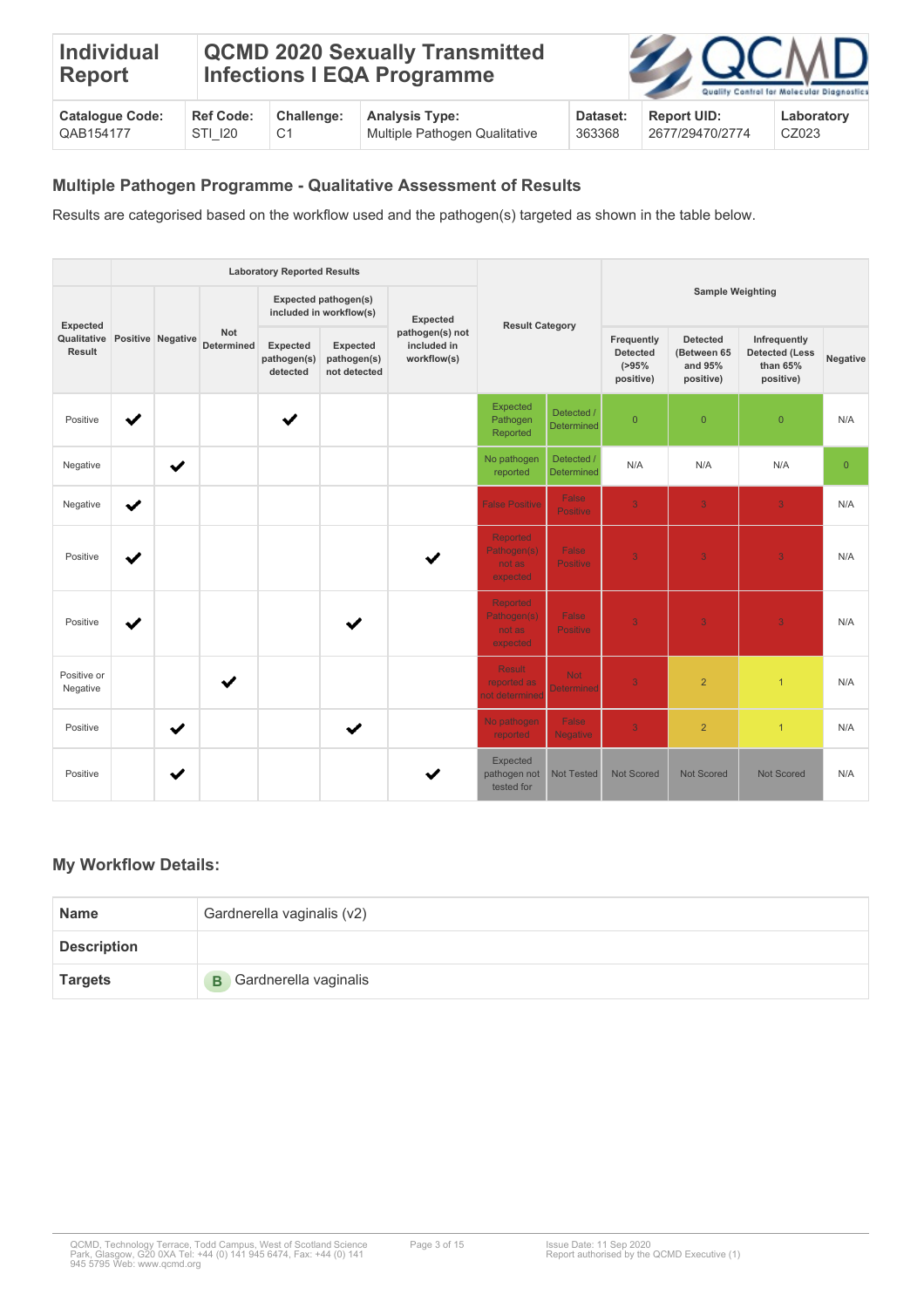| Individual Report | QCMD 2020 Sexually Transmitted Infections I EQA Programme | | | | | |
|---|---|---|---|---|---|---|
| **Catalogue Code:** QAB154177 | **Ref Code:** STI_I20 | **Challenge:** C1 | **Analysis Type:** Multiple Pathogen Qualitative | **Dataset:** 363368 | **Report UID:** 2677/29470/2774 | **Laboratory** CZ023 |

## Multiple Pathogen Programme - Qualitative Assessment of Results

Results are categorised based on the workflow used and the pathogen(s) targeted as shown in the table below.

| Expected Qualitative Result | Laboratory Reported Results | | | | | | Result Category | | Sample Weighting | | | |
|---|---|---|---|---|---|---|---|---|---|---|---|---|
| | Positive | Negative | Not Determined | Expected pathogen(s) included in workflow(s) | | Expected pathogen(s) not included in workflow(s) | | | Frequently Detected (>95% positive) | Detected (Between 65 and 95% positive) | Infrequently Detected (Less than 65% positive) | Negative |
| | | | | Expected pathogen(s) detected | Expected pathogen(s) not detected | | | | | | | |
| Positive | ✔ | | | ✔ | | | Expected Pathogen Reported | Detected / Determined | 0 | 0 | 0 | N/A |
| Negative | | ✔ | | | | | No pathogen reported | Detected / Determined | N/A | N/A | N/A | 0 |
| Negative | ✔ | | | | | | False Positive | False Positive | 3 | 3 | 3 | N/A |
| Positive | ✔ | | | | | ✔ | Reported Pathogen(s) not as expected | False Positive | 3 | 3 | 3 | N/A |
| Positive | ✔ | | | | ✔ | | Reported Pathogen(s) not as expected | False Positive | 3 | 3 | 3 | N/A |
| Positive or Negative | | | ✔ | | | | Result reported as not determined | Not Determined | 3 | 2 | 1 | N/A |
| Positive | | ✔ | | | ✔ | | No pathogen reported | False Negative | 3 | 2 | 1 | N/A |
| Positive | | ✔ | | | | ✔ | Expected pathogen not tested for | Not Tested | Not Scored | Not Scored | Not Scored | N/A |

### My Workflow Details:

| | |
|---|---|
| **Name** | Gardnerella vaginalis (v2) |
| **Description** | |
| **Targets** | B Gardnerella vaginalis |

QCMD, Technology Terrace, Todd Campus, West of Scotland Science Park, Glasgow, G20 0XA Tel: +44 (0) 141 945 6474, Fax: +44 (0) 141 945 5795 Web: www.qcmd.org

Issue Date: 11 Sep 2020
Report authorised by the QCMD Executive (1)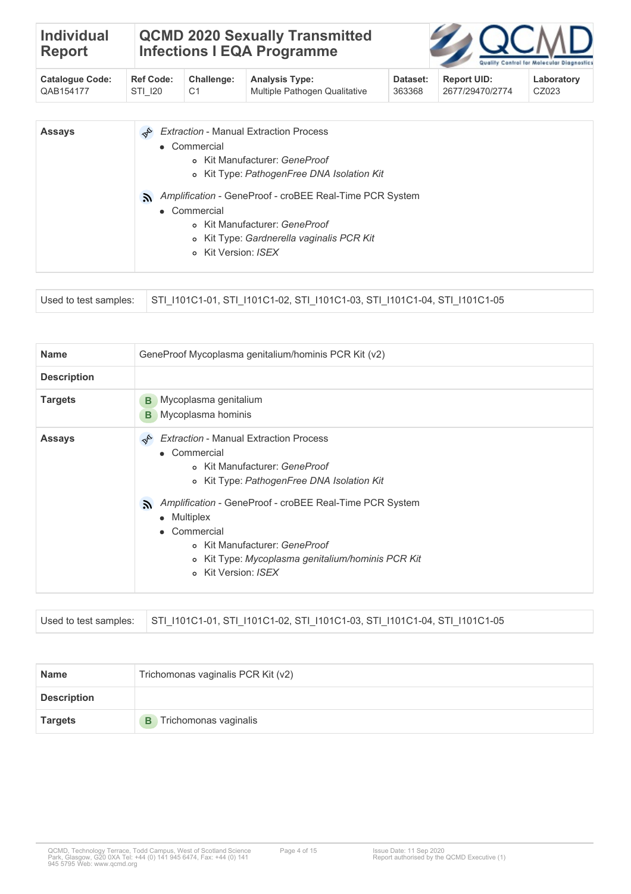| Individual Report | QCMD 2020 Sexually Transmitted Infections I EQA Programme | | | | | |
|---|---|---|---|---|---|---|
| **Catalogue Code:** QAB154177 | **Ref Code:** STI_I20 | **Challenge:** C1 | **Analysis Type:** Multiple Pathogen Qualitative | **Dataset:** 363368 | **Report UID:** 2677/29470/2774 | **Laboratory** CZ023 |

| | |
|---|---|
| **Assays** | *Extraction* - Manual Extraction Process<br>• Commercial<br>  ◦ Kit Manufacturer: *GeneProof*<br>  ◦ Kit Type: *PathogenFree DNA Isolation Kit*<br><br>*Amplification* - GeneProof - croBEE Real-Time PCR System<br>• Commercial<br>  ◦ Kit Manufacturer: *GeneProof*<br>  ◦ Kit Type: *Gardnerella vaginalis PCR Kit*<br>  ◦ Kit Version: *ISEX* |

| | |
|---|---|
| Used to test samples: | STI_I101C1-01, STI_I101C1-02, STI_I101C1-03, STI_I101C1-04, STI_I101C1-05 |

| | |
|---|---|
| **Name** | GeneProof Mycoplasma genitalium/hominis PCR Kit (v2) |
| **Description** | |
| **Targets** | B Mycoplasma genitalium<br>B Mycoplasma hominis |
| **Assays** | *Extraction* - Manual Extraction Process<br>• Commercial<br>  ◦ Kit Manufacturer: *GeneProof*<br>  ◦ Kit Type: *PathogenFree DNA Isolation Kit*<br><br>*Amplification* - GeneProof - croBEE Real-Time PCR System<br>• Multiplex<br>• Commercial<br>  ◦ Kit Manufacturer: *GeneProof*<br>  ◦ Kit Type: *Mycoplasma genitalium/hominis PCR Kit*<br>  ◦ Kit Version: *ISEX* |

| | |
|---|---|
| Used to test samples: | STI_I101C1-01, STI_I101C1-02, STI_I101C1-03, STI_I101C1-04, STI_I101C1-05 |

| | |
|---|---|
| **Name** | Trichomonas vaginalis PCR Kit (v2) |
| **Description** | |
| **Targets** | B Trichomonas vaginalis |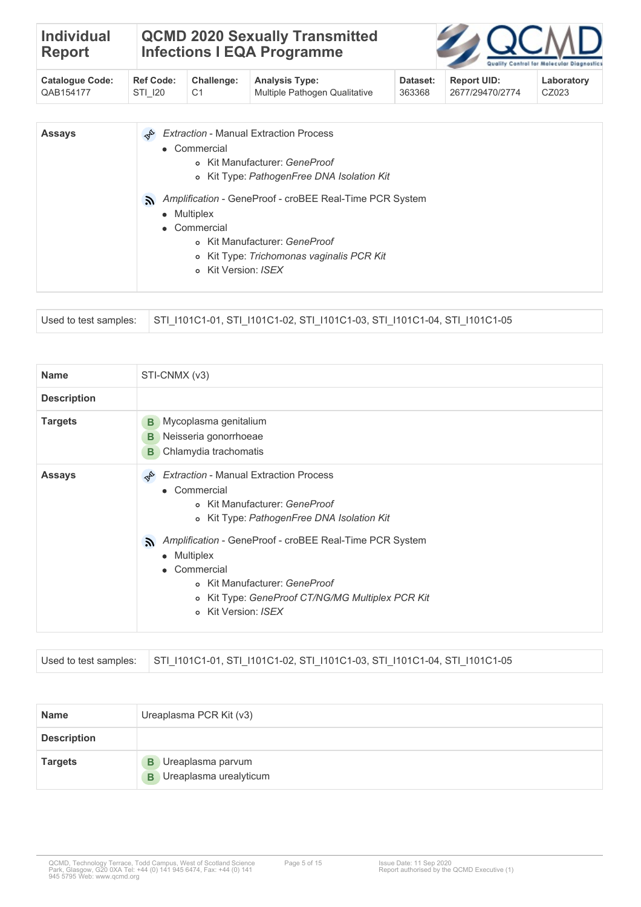| Individual Report | QCMD 2020 Sexually Transmitted Infections I EQA Programme | | | | | |
|---|---|---|---|---|---|---|
| **Catalogue Code:** QAB154177 | **Ref Code:** STI_I20 | **Challenge:** C1 | **Analysis Type:** Multiple Pathogen Qualitative | **Dataset:** 363368 | **Report UID:** 2677/29470/2774 | **Laboratory** CZ023 |

| | |
|---|---|
| **Assays** | *Extraction* - Manual Extraction Process<br>• Commercial<br>  ◦ Kit Manufacturer: *GeneProof*<br>  ◦ Kit Type: *PathogenFree DNA Isolation Kit*<br><br>*Amplification* - GeneProof - croBEE Real-Time PCR System<br>• Multiplex<br>• Commercial<br>  ◦ Kit Manufacturer: *GeneProof*<br>  ◦ Kit Type: *Trichomonas vaginalis PCR Kit*<br>  ◦ Kit Version: *ISEX* |

| | |
|---|---|
| Used to test samples: | STI_I101C1-01, STI_I101C1-02, STI_I101C1-03, STI_I101C1-04, STI_I101C1-05 |

| | |
|---|---|
| **Name** | STI-CNMX (v3) |
| **Description** | |
| **Targets** | B Mycoplasma genitalium<br>B Neisseria gonorrhoeae<br>B Chlamydia trachomatis |
| **Assays** | *Extraction* - Manual Extraction Process<br>• Commercial<br>  ◦ Kit Manufacturer: *GeneProof*<br>  ◦ Kit Type: *PathogenFree DNA Isolation Kit*<br><br>*Amplification* - GeneProof - croBEE Real-Time PCR System<br>• Multiplex<br>• Commercial<br>  ◦ Kit Manufacturer: *GeneProof*<br>  ◦ Kit Type: *GeneProof CT/NG/MG Multiplex PCR Kit*<br>  ◦ Kit Version: *ISEX* |

| | |
|---|---|
| Used to test samples: | STI_I101C1-01, STI_I101C1-02, STI_I101C1-03, STI_I101C1-04, STI_I101C1-05 |

| | |
|---|---|
| **Name** | Ureaplasma PCR Kit (v3) |
| **Description** | |
| **Targets** | B Ureaplasma parvum<br>B Ureaplasma urealyticum |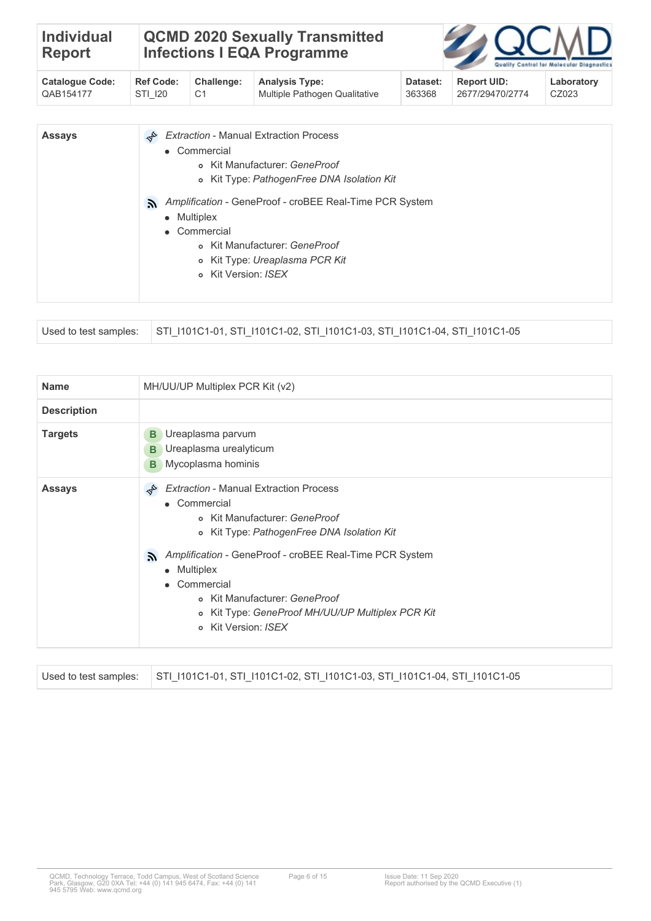| Individual Report | QCMD 2020 Sexually Transmitted Infections I EQA Programme | | | | | |
|---|---|---|---|---|---|---|
| **Catalogue Code:** QAB154177 | **Ref Code:** STI_I20 | **Challenge:** C1 | **Analysis Type:** Multiple Pathogen Qualitative | **Dataset:** 363368 | **Report UID:** 2677/29470/2774 | **Laboratory** CZ023 |

| | |
|---|---|
| **Assays** | *Extraction* - Manual Extraction Process<br>• Commercial<br>  ◦ Kit Manufacturer: *GeneProof*<br>  ◦ Kit Type: *PathogenFree DNA Isolation Kit*<br><br>*Amplification* - GeneProof - croBEE Real-Time PCR System<br>• Multiplex<br>• Commercial<br>  ◦ Kit Manufacturer: *GeneProof*<br>  ◦ Kit Type: *Ureaplasma PCR Kit*<br>  ◦ Kit Version: *ISEX* |

| | |
|---|---|
| Used to test samples: | STI_I101C1-01, STI_I101C1-02, STI_I101C1-03, STI_I101C1-04, STI_I101C1-05 |

| | |
|---|---|
| **Name** | MH/UU/UP Multiplex PCR Kit (v2) |
| **Description** | |
| **Targets** | B Ureaplasma parvum<br>B Ureaplasma urealyticum<br>B Mycoplasma hominis |
| **Assays** | *Extraction* - Manual Extraction Process<br>• Commercial<br>  ◦ Kit Manufacturer: *GeneProof*<br>  ◦ Kit Type: *PathogenFree DNA Isolation Kit*<br><br>*Amplification* - GeneProof - croBEE Real-Time PCR System<br>• Multiplex<br>• Commercial<br>  ◦ Kit Manufacturer: *GeneProof*<br>  ◦ Kit Type: *GeneProof MH/UU/UP Multiplex PCR Kit*<br>  ◦ Kit Version: *ISEX* |

| | |
|---|---|
| Used to test samples: | STI_I101C1-01, STI_I101C1-02, STI_I101C1-03, STI_I101C1-04, STI_I101C1-05 |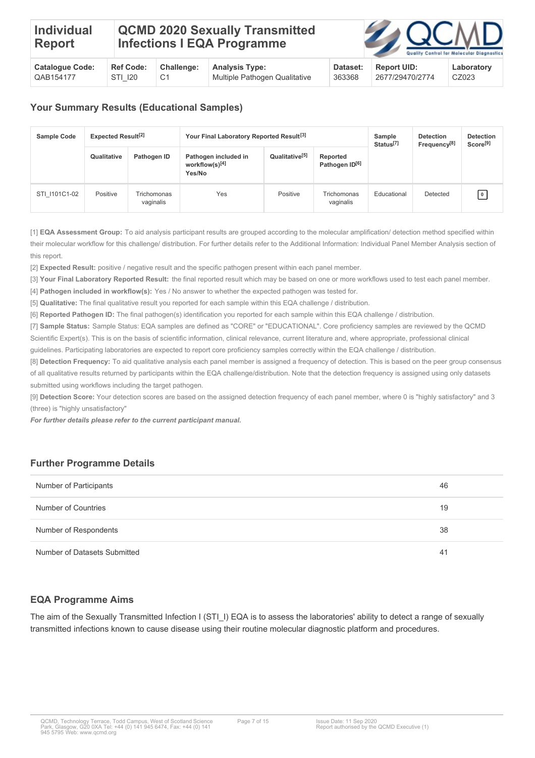| Individual Report | QCMD 2020 Sexually Transmitted Infections I EQA Programme | | | | | |
|---|---|---|---|---|---|---|
| **Catalogue Code:** QAB154177 | **Ref Code:** STI_I20 | **Challenge:** C1 | **Analysis Type:** Multiple Pathogen Qualitative | **Dataset:** 363368 | **Report UID:** 2677/29470/2774 | **Laboratory** CZ023 |

## Your Summary Results (Educational Samples)

| Sample Code | Expected Result[2] | | Your Final Laboratory Reported Result[3] | | | Sample Status[7] | Detection Frequency[8] | Detection Score[9] |
|---|---|---|---|---|---|---|---|---|
| | Qualitative | Pathogen ID | Pathogen included in workflow(s)[4] Yes/No | Qualitative[5] | Reported Pathogen ID[6] | | | |
| STI_I101C1-02 | Positive | Trichomonas vaginalis | Yes | Positive | Trichomonas vaginalis | Educational | Detected | 0 |

[1] **EQA Assessment Group:** To aid analysis participant results are grouped according to the molecular amplification/ detection method specified within their molecular workflow for this challenge/ distribution. For further details refer to the Additional Information: Individual Panel Member Analysis section of this report.

[2] **Expected Result:** positive / negative result and the specific pathogen present within each panel member.

[3] **Your Final Laboratory Reported Result:** the final reported result which may be based on one or more workflows used to test each panel member.

[4] **Pathogen included in workflow(s):** Yes / No answer to whether the expected pathogen was tested for.

[5] **Qualitative:** The final qualitative result you reported for each sample within this EQA challenge / distribution.

[6] **Reported Pathogen ID:** The final pathogen(s) identification you reported for each sample within this EQA challenge / distribution.

[7] **Sample Status:** Sample Status: EQA samples are defined as "CORE" or "EDUCATIONAL". Core proficiency samples are reviewed by the QCMD Scientific Expert(s). This is on the basis of scientific information, clinical relevance, current literature and, where appropriate, professional clinical guidelines. Participating laboratories are expected to report core proficiency samples correctly within the EQA challenge / distribution.

[8] **Detection Frequency:** To aid qualitative analysis each panel member is assigned a frequency of detection. This is based on the peer group consensus of all qualitative results returned by participants within the EQA challenge/distribution. Note that the detection frequency is assigned using only datasets submitted using workflows including the target pathogen.

[9] **Detection Score:** Your detection scores are based on the assigned detection frequency of each panel member, where 0 is "highly satisfactory" and 3 (three) is "highly unsatisfactory"

***For further details please refer to the current participant manual.***

## Further Programme Details

| | |
|---|---|
| Number of Participants | 46 |
| Number of Countries | 19 |
| Number of Respondents | 38 |
| Number of Datasets Submitted | 41 |

## EQA Programme Aims

The aim of the Sexually Transmitted Infection I (STI_I) EQA is to assess the laboratories' ability to detect a range of sexually transmitted infections known to cause disease using their routine molecular diagnostic platform and procedures.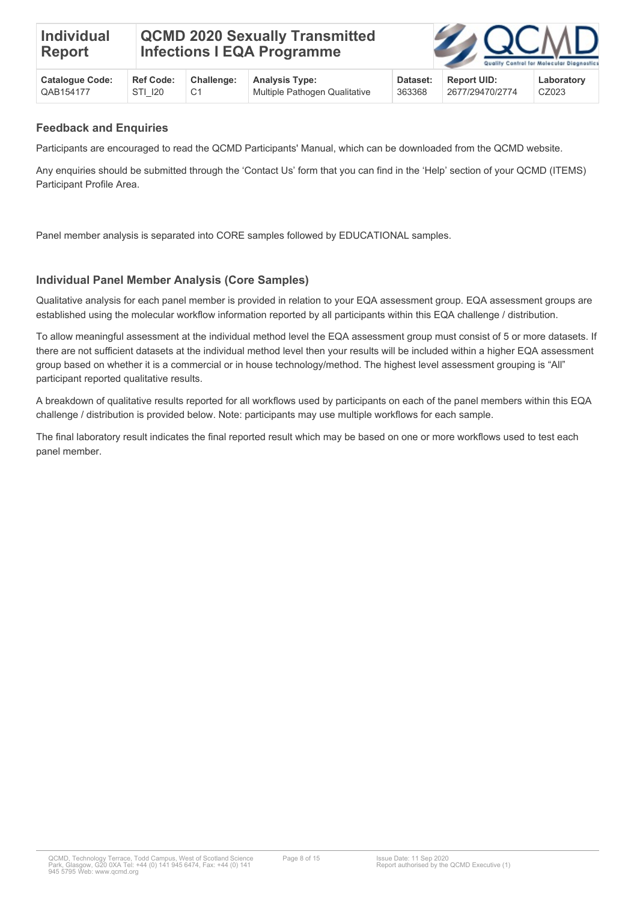## Feedback and Enquiries

Participants are encouraged to read the QCMD Participants' Manual, which can be downloaded from the QCMD website.

Any enquiries should be submitted through the 'Contact Us' form that you can find in the 'Help' section of your QCMD (ITEMS) Participant Profile Area.

Panel member analysis is separated into CORE samples followed by EDUCATIONAL samples.

## Individual Panel Member Analysis (Core Samples)

Qualitative analysis for each panel member is provided in relation to your EQA assessment group. EQA assessment groups are established using the molecular workflow information reported by all participants within this EQA challenge / distribution.

To allow meaningful assessment at the individual method level the EQA assessment group must consist of 5 or more datasets. If there are not sufficient datasets at the individual method level then your results will be included within a higher EQA assessment group based on whether it is a commercial or in house technology/method. The highest level assessment grouping is "All" participant reported qualitative results.

A breakdown of qualitative results reported for all workflows used by participants on each of the panel members within this EQA challenge / distribution is provided below. Note: participants may use multiple workflows for each sample.

The final laboratory result indicates the final reported result which may be based on one or more workflows used to test each panel member.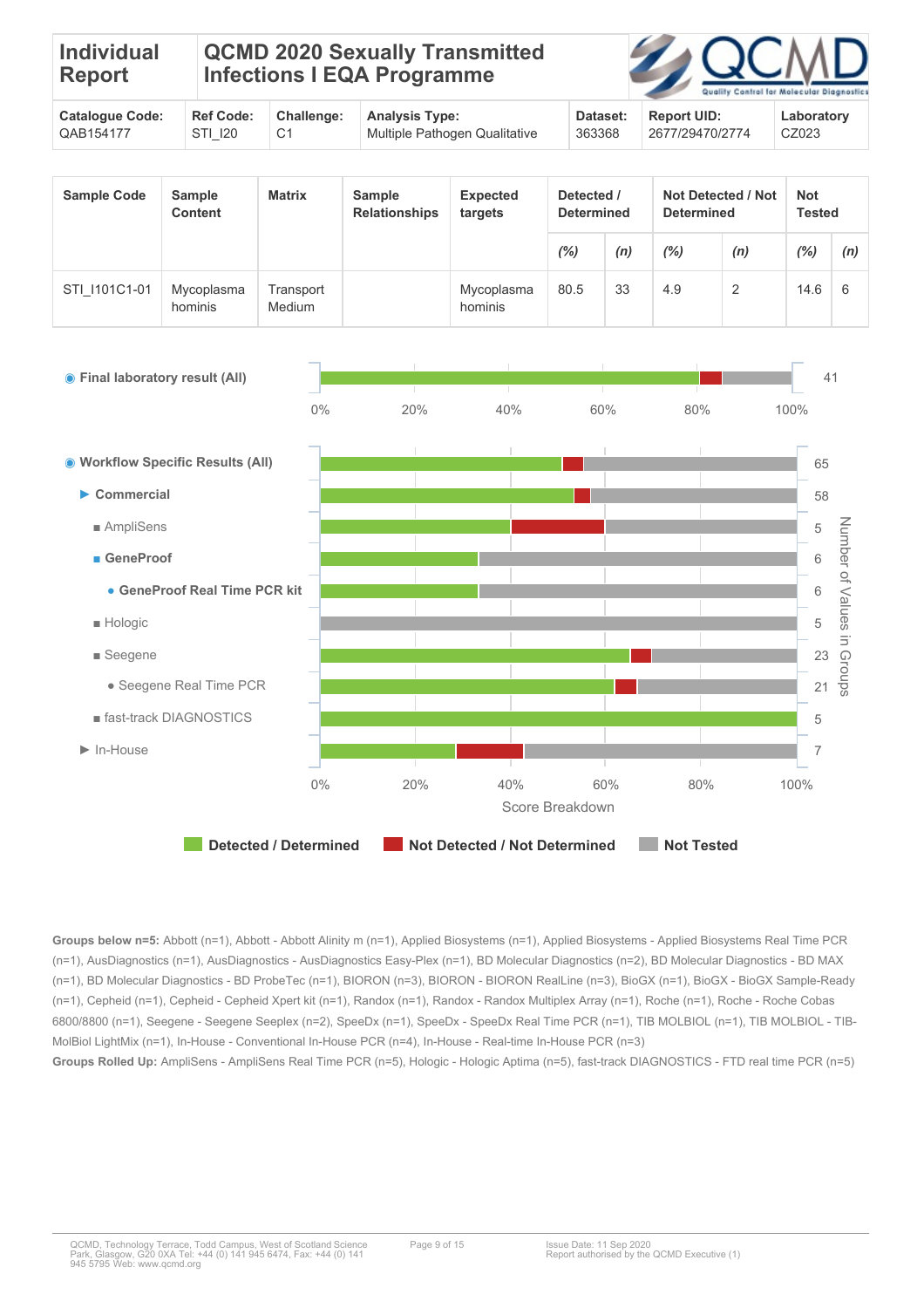| Individual Report | QCMD 2020 Sexually Transmitted Infections I EQA Programme | | | | | |
|---|---|---|---|---|---|---|
| **Catalogue Code:** QAB154177 | **Ref Code:** STI_I20 | **Challenge:** C1 | **Analysis Type:** Multiple Pathogen Qualitative | **Dataset:** 363368 | **Report UID:** 2677/29470/2774 | **Laboratory** CZ023 |

| Sample Code | Sample Content | Matrix | Sample Relationships | Expected targets | Detected / Determined | | Not Detected / Not Determined | | Not Tested | |
|---|---|---|---|---|---|---|---|---|---|---|
| | | | | | (%) | (n) | (%) | (n) | (%) | (n) |
| STI_I101C1-01 | Mycoplasma hominis | Transport Medium | | Mycoplasma hominis | 80.5 | 33 | 4.9 | 2 | 14.6 | 6 |

◉ **Final laboratory result (All)** — 41

◉ **Workflow Specific Results (All)** — 65

- ▶ **Commercial** — 58
  - ■ AmpliSens — 5
  - ■ **GeneProof** — 6
    - ● **GeneProof Real Time PCR kit** — 6
  - ■ Hologic — 5
  - ■ Seegene — 23
    - ● Seegene Real Time PCR — 21
  - ■ fast-track DIAGNOSTICS — 5
- ▶ In-House — 7

Score Breakdown (0%–100%); Number of Values in Groups

**Detected / Determined** | **Not Detected / Not Determined** | **Not Tested**

**Groups below n=5:** Abbott (n=1), Abbott - Abbott Alinity m (n=1), Applied Biosystems (n=1), Applied Biosystems - Applied Biosystems Real Time PCR (n=1), AusDiagnostics (n=1), AusDiagnostics - AusDiagnostics Easy-Plex (n=1), BD Molecular Diagnostics (n=2), BD Molecular Diagnostics - BD MAX (n=1), BD Molecular Diagnostics - BD ProbeTec (n=1), BIORON (n=3), BIORON - BIORON RealLine (n=3), BioGX (n=1), BioGX - BioGX Sample-Ready (n=1), Cepheid (n=1), Cepheid - Cepheid Xpert kit (n=1), Randox (n=1), Randox - Randox Multiplex Array (n=1), Roche (n=1), Roche - Roche Cobas 6800/8800 (n=1), Seegene - Seegene Seeplex (n=2), SpeeDx (n=1), SpeeDx - SpeeDx Real Time PCR (n=1), TIB MOLBIOL (n=1), TIB MOLBIOL - TIB-MolBiol LightMix (n=1), In-House - Conventional In-House PCR (n=4), In-House - Real-time In-House PCR (n=3)

**Groups Rolled Up:** AmpliSens - AmpliSens Real Time PCR (n=5), Hologic - Hologic Aptima (n=5), fast-track DIAGNOSTICS - FTD real time PCR (n=5)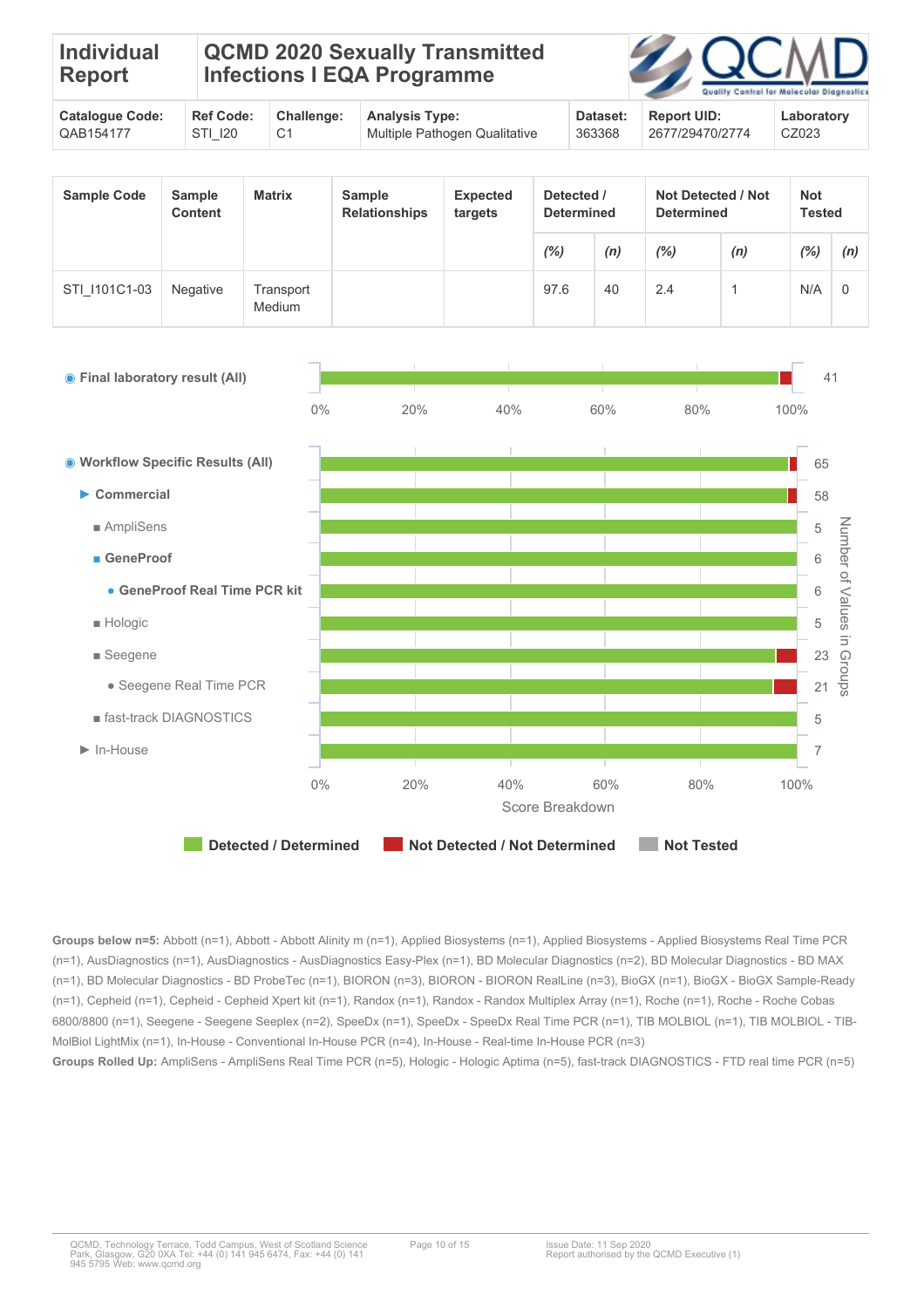| Individual Report | QCMD 2020 Sexually Transmitted Infections I EQA Programme |
|---|---|

| Catalogue Code: | Ref Code: | Challenge: | Analysis Type: | Dataset: | Report UID: | Laboratory |
|---|---|---|---|---|---|---|
| QAB154177 | STI_I20 | C1 | Multiple Pathogen Qualitative | 363368 | 2677/29470/2774 | CZ023 |

| Sample Code | Sample Content | Matrix | Sample Relationships | Expected targets | Detected / Determined | | Not Detected / Not Determined | | Not Tested | |
|---|---|---|---|---|---|---|---|---|---|---|
| | | | | | (%) | (n) | (%) | (n) | (%) | (n) |
| STI_I101C1-03 | Negative | Transport Medium | | | 97.6 | 40 | 2.4 | 1 | N/A | 0 |

◉ Final laboratory result (All) — 41

◉ Workflow Specific Results (All) — 65

- ▶ Commercial — 58
  - ■ AmpliSens — 5
  - ■ GeneProof — 6
    - ● GeneProof Real Time PCR kit — 6
  - ■ Hologic — 5
  - ■ Seegene — 23
    - ● Seegene Real Time PCR — 21
  - ■ fast-track DIAGNOSTICS — 5
- ▶ In-House — 7

Score Breakdown (0%–100%); Number of Values in Groups

Detected / Determined | Not Detected / Not Determined | Not Tested

**Groups below n=5:** Abbott (n=1), Abbott - Abbott Alinity m (n=1), Applied Biosystems (n=1), Applied Biosystems - Applied Biosystems Real Time PCR (n=1), AusDiagnostics (n=1), AusDiagnostics - AusDiagnostics Easy-Plex (n=1), BD Molecular Diagnostics (n=2), BD Molecular Diagnostics - BD MAX (n=1), BD Molecular Diagnostics - BD ProbeTec (n=1), BIORON (n=3), BIORON - BIORON RealLine (n=3), BioGX (n=1), BioGX - BioGX Sample-Ready (n=1), Cepheid (n=1), Cepheid - Cepheid Xpert kit (n=1), Randox (n=1), Randox - Randox Multiplex Array (n=1), Roche (n=1), Roche - Roche Cobas 6800/8800 (n=1), Seegene - Seegene Seeplex (n=2), SpeeDx (n=1), SpeeDx - SpeeDx Real Time PCR (n=1), TIB MOLBIOL (n=1), TIB MOLBIOL - TIB-MolBiol LightMix (n=1), In-House - Conventional In-House PCR (n=4), In-House - Real-time In-House PCR (n=3)

**Groups Rolled Up:** AmpliSens - AmpliSens Real Time PCR (n=5), Hologic - Hologic Aptima (n=5), fast-track DIAGNOSTICS - FTD real time PCR (n=5)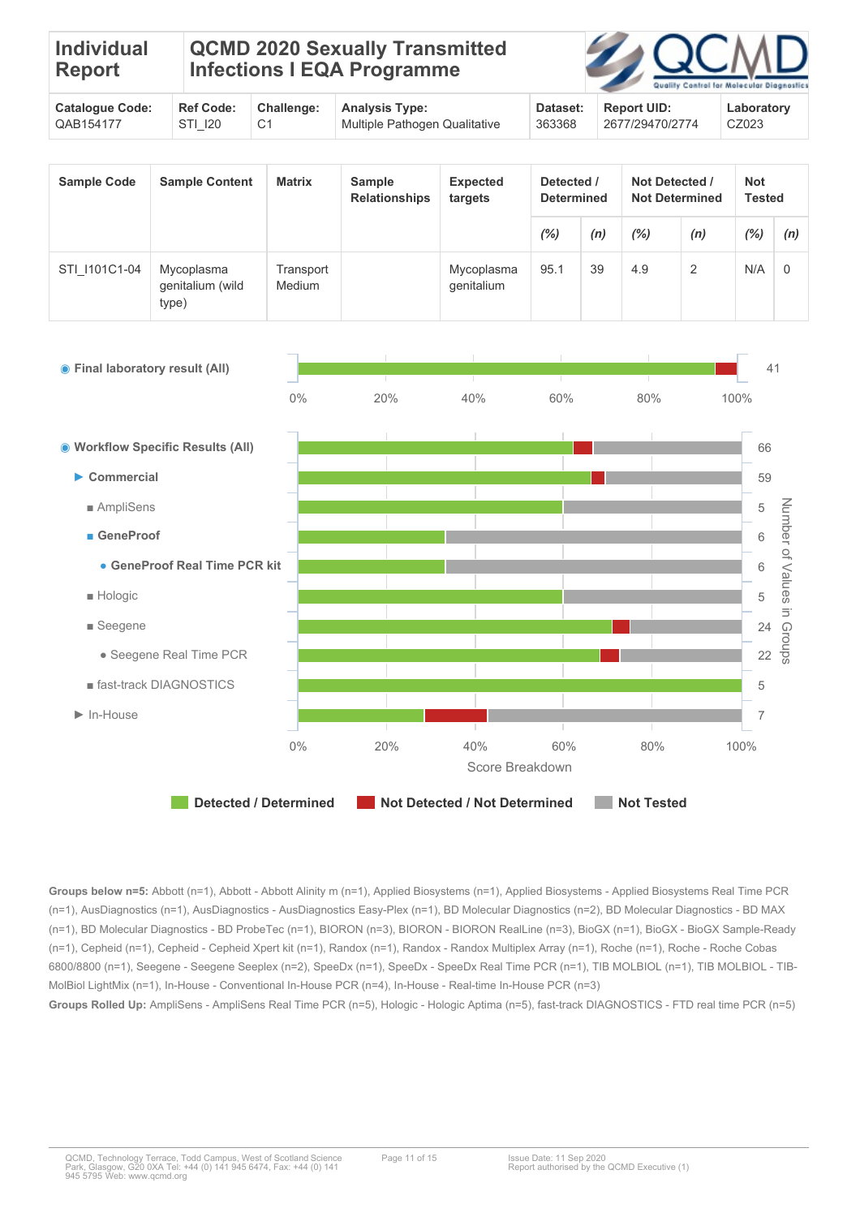| Individual Report | QCMD 2020 Sexually Transmitted Infections I EQA Programme | | | | | |
|---|---|---|---|---|---|---|
| **Catalogue Code:** QAB154177 | **Ref Code:** STI_I20 | **Challenge:** C1 | **Analysis Type:** Multiple Pathogen Qualitative | **Dataset:** 363368 | **Report UID:** 2677/29470/2774 | **Laboratory** CZ023 |

| Sample Code | Sample Content | Matrix | Sample Relationships | Expected targets | Detected / Determined | | Not Detected / Not Determined | | Not Tested | |
|---|---|---|---|---|---|---|---|---|---|---|
| | | | | | *(%)* | *(n)* | *(%)* | *(n)* | *(%)* | *(n)* |
| STI_I101C1-04 | Mycoplasma genitalium (wild type) | Transport Medium | | Mycoplasma genitalium | 95.1 | 39 | 4.9 | 2 | N/A | 0 |

Final laboratory result (All) — 41

Workflow Specific Results (All) — 66
- Commercial — 59
  - AmpliSens — 5
  - GeneProof — 6
    - GeneProof Real Time PCR kit — 6
  - Hologic — 5
  - Seegene — 24
    - Seegene Real Time PCR — 22
  - fast-track DIAGNOSTICS — 5
- In-House — 7

Score Breakdown (0% – 100%); Number of Values in Groups

Legend: Detected / Determined | Not Detected / Not Determined | Not Tested

**Groups below n=5:** Abbott (n=1), Abbott - Abbott Alinity m (n=1), Applied Biosystems (n=1), Applied Biosystems - Applied Biosystems Real Time PCR (n=1), AusDiagnostics (n=1), AusDiagnostics - AusDiagnostics Easy-Plex (n=1), BD Molecular Diagnostics (n=2), BD Molecular Diagnostics - BD MAX (n=1), BD Molecular Diagnostics - BD ProbeTec (n=1), BIORON (n=3), BIORON - BIORON RealLine (n=3), BioGX (n=1), BioGX - BioGX Sample-Ready (n=1), Cepheid (n=1), Cepheid - Cepheid Xpert kit (n=1), Randox (n=1), Randox - Randox Multiplex Array (n=1), Roche (n=1), Roche - Roche Cobas 6800/8800 (n=1), Seegene - Seegene Seeplex (n=2), SpeeDx (n=1), SpeeDx - SpeeDx Real Time PCR (n=1), TIB MOLBIOL (n=1), TIB MOLBIOL - TIB-MolBiol LightMix (n=1), In-House - Conventional In-House PCR (n=4), In-House - Real-time In-House PCR (n=3)

**Groups Rolled Up:** AmpliSens - AmpliSens Real Time PCR (n=5), Hologic - Hologic Aptima (n=5), fast-track DIAGNOSTICS - FTD real time PCR (n=5)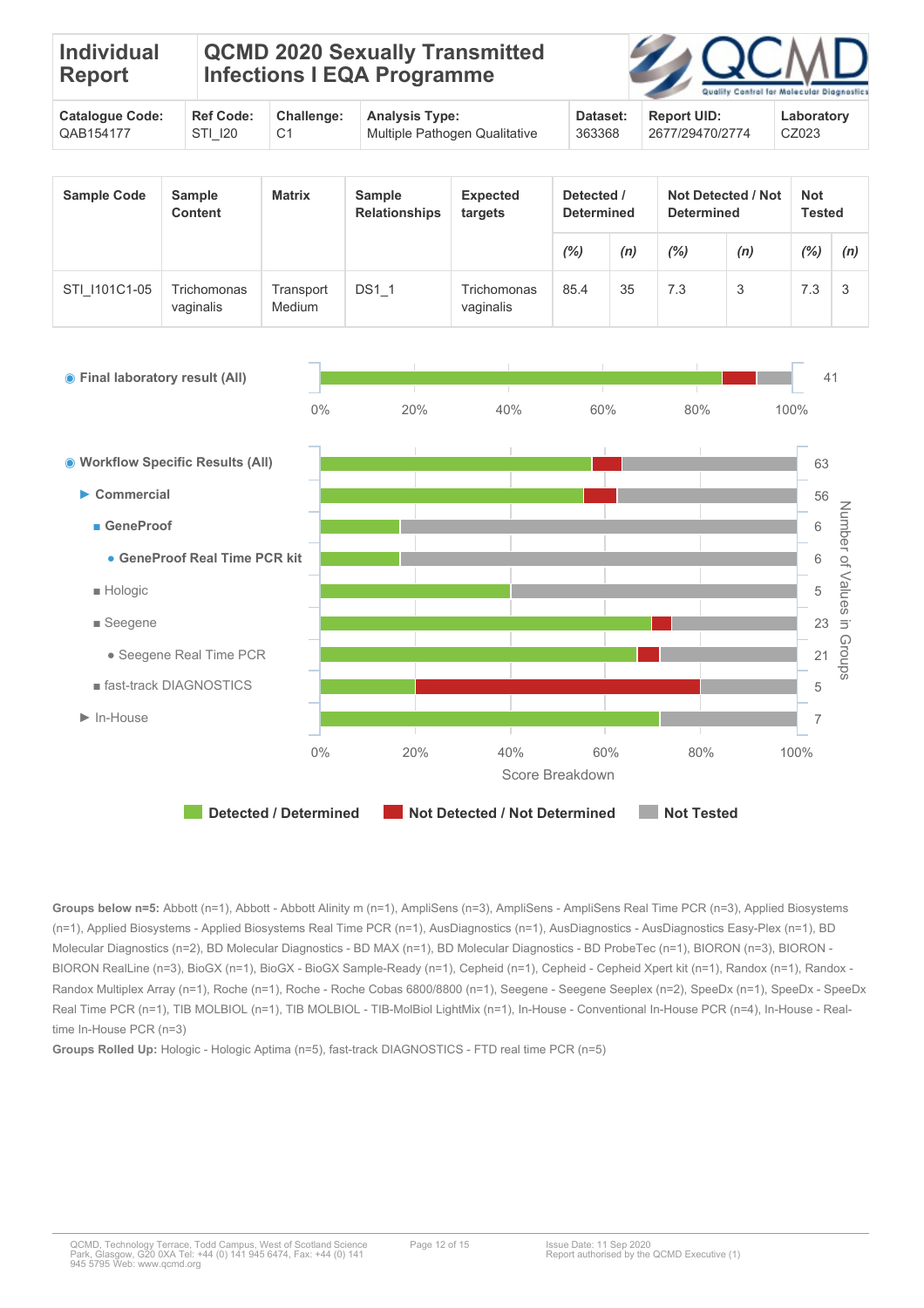| Individual Report | QCMD 2020 Sexually Transmitted Infections I EQA Programme | | | | | |
|---|---|---|---|---|---|---|
| **Catalogue Code:** QAB154177 | **Ref Code:** STI_I20 | **Challenge:** C1 | **Analysis Type:** Multiple Pathogen Qualitative | **Dataset:** 363368 | **Report UID:** 2677/29470/2774 | **Laboratory** CZ023 |

| Sample Code | Sample Content | Matrix | Sample Relationships | Expected targets | Detected / Determined | | Not Detected / Not Determined | | Not Tested | |
|---|---|---|---|---|---|---|---|---|---|---|
| | | | | | *(%)* | *(n)* | *(%)* | *(n)* | *(%)* | *(n)* |
| STI_I101C1-05 | Trichomonas vaginalis | Transport Medium | DS1_1 | Trichomonas vaginalis | 85.4 | 35 | 7.3 | 3 | 7.3 | 3 |

◉ **Final laboratory result (All)** — 41

◉ **Workflow Specific Results (All)** — 63

- ▶ **Commercial** — 56
  - ■ **GeneProof** — 6
    - ● **GeneProof Real Time PCR kit** — 6
  - ■ Hologic — 5
  - ■ Seegene — 23
    - ● Seegene Real Time PCR — 21
  - ■ fast-track DIAGNOSTICS — 5
- ▶ In-House — 7

Score Breakdown (0%–100%); Number of Values in Groups

Legend: Detected / Determined; Not Detected / Not Determined; Not Tested

**Groups below n=5:** Abbott (n=1), Abbott - Abbott Alinity m (n=1), AmpliSens (n=3), AmpliSens - AmpliSens Real Time PCR (n=3), Applied Biosystems (n=1), Applied Biosystems - Applied Biosystems Real Time PCR (n=1), AusDiagnostics (n=1), AusDiagnostics - AusDiagnostics Easy-Plex (n=1), BD Molecular Diagnostics (n=2), BD Molecular Diagnostics - BD MAX (n=1), BD Molecular Diagnostics - BD ProbeTec (n=1), BIORON (n=3), BIORON - BIORON RealLine (n=3), BioGX (n=1), BioGX - BioGX Sample-Ready (n=1), Cepheid (n=1), Cepheid - Cepheid Xpert kit (n=1), Randox (n=1), Randox - Randox Multiplex Array (n=1), Roche (n=1), Roche - Roche Cobas 6800/8800 (n=1), Seegene - Seegene Seeplex (n=2), SpeeDx (n=1), SpeeDx - SpeeDx Real Time PCR (n=1), TIB MOLBIOL (n=1), TIB MOLBIOL - TIB-MolBiol LightMix (n=1), In-House - Conventional In-House PCR (n=4), In-House - Real-time In-House PCR (n=3)

**Groups Rolled Up:** Hologic - Hologic Aptima (n=5), fast-track DIAGNOSTICS - FTD real time PCR (n=5)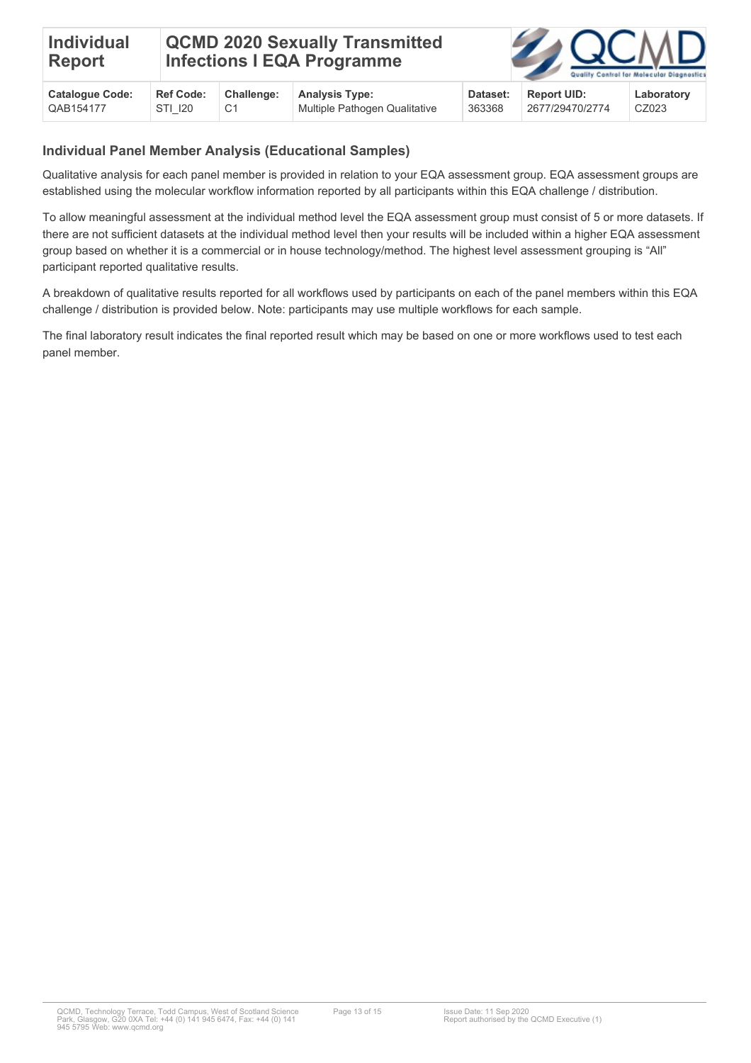## Individual Panel Member Analysis (Educational Samples)

Qualitative analysis for each panel member is provided in relation to your EQA assessment group. EQA assessment groups are established using the molecular workflow information reported by all participants within this EQA challenge / distribution.

To allow meaningful assessment at the individual method level the EQA assessment group must consist of 5 or more datasets. If there are not sufficient datasets at the individual method level then your results will be included within a higher EQA assessment group based on whether it is a commercial or in house technology/method. The highest level assessment grouping is "All" participant reported qualitative results.

A breakdown of qualitative results reported for all workflows used by participants on each of the panel members within this EQA challenge / distribution is provided below. Note: participants may use multiple workflows for each sample.

The final laboratory result indicates the final reported result which may be based on one or more workflows used to test each panel member.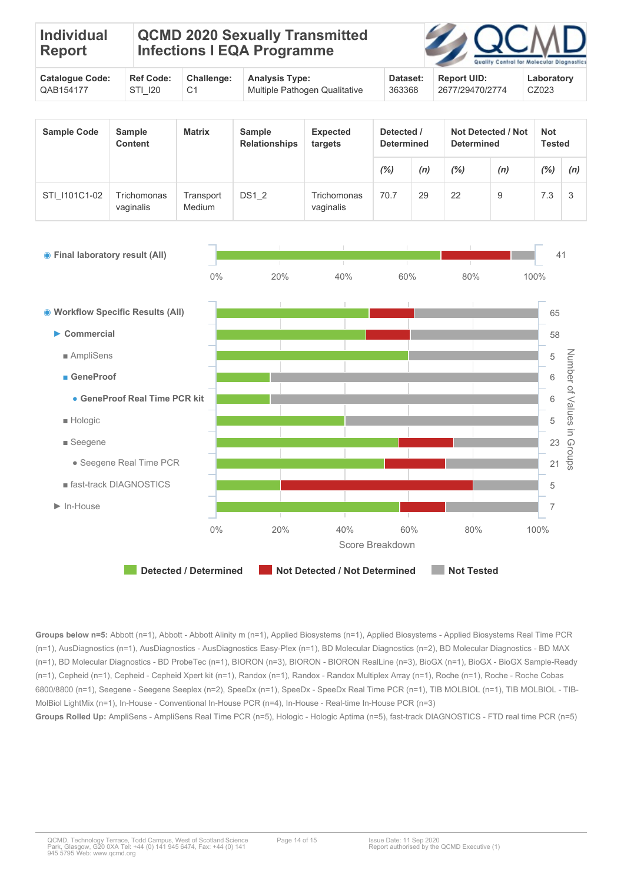| Individual Report | QCMD 2020 Sexually Transmitted Infections I EQA Programme | | | | | |
|---|---|---|---|---|---|---|
| **Catalogue Code:** QAB154177 | **Ref Code:** STI_I20 | **Challenge:** C1 | **Analysis Type:** Multiple Pathogen Qualitative | **Dataset:** 363368 | **Report UID:** 2677/29470/2774 | **Laboratory** CZ023 |

| Sample Code | Sample Content | Matrix | Sample Relationships | Expected targets | Detected / Determined | | Not Detected / Not Determined | | Not Tested | |
|---|---|---|---|---|---|---|---|---|---|---|
| | | | | | *(%)* | *(n)* | *(%)* | *(n)* | *(%)* | *(n)* |
| STI_I101C1-02 | Trichomonas vaginalis | Transport Medium | DS1_2 | Trichomonas vaginalis | 70.7 | 29 | 22 | 9 | 7.3 | 3 |

◉ **Final laboratory result (All)** — 41

◉ **Workflow Specific Results (All)** — 65

- ▶ **Commercial** — 58
  - ■ AmpliSens — 5
  - ■ **GeneProof** — 6
    - ● **GeneProof Real Time PCR kit** — 6
  - ■ Hologic — 5
  - ■ Seegene — 23
    - ● Seegene Real Time PCR — 21
  - ■ fast-track DIAGNOSTICS — 5
- ▶ In-House — 7

Score Breakdown (0%–100%); Number of Values in Groups

**Detected / Determined** | **Not Detected / Not Determined** | **Not Tested**

**Groups below n=5:** Abbott (n=1), Abbott - Abbott Alinity m (n=1), Applied Biosystems (n=1), Applied Biosystems - Applied Biosystems Real Time PCR (n=1), AusDiagnostics (n=1), AusDiagnostics - AusDiagnostics Easy-Plex (n=1), BD Molecular Diagnostics (n=2), BD Molecular Diagnostics - BD MAX (n=1), BD Molecular Diagnostics - BD ProbeTec (n=1), BIORON (n=3), BIORON - BIORON RealLine (n=3), BioGX (n=1), BioGX - BioGX Sample-Ready (n=1), Cepheid (n=1), Cepheid - Cepheid Xpert kit (n=1), Randox (n=1), Randox - Randox Multiplex Array (n=1), Roche (n=1), Roche - Roche Cobas 6800/8800 (n=1), Seegene - Seegene Seeplex (n=2), SpeeDx (n=1), SpeeDx - SpeeDx Real Time PCR (n=1), TIB MOLBIOL (n=1), TIB MOLBIOL - TIB-MolBiol LightMix (n=1), In-House - Conventional In-House PCR (n=4), In-House - Real-time In-House PCR (n=3)

**Groups Rolled Up:** AmpliSens - AmpliSens Real Time PCR (n=5), Hologic - Hologic Aptima (n=5), fast-track DIAGNOSTICS - FTD real time PCR (n=5)

QCMD, Technology Terrace, Todd Campus, West of Scotland Science Park, Glasgow, G20 0XA Tel: +44 (0) 141 945 6474, Fax: +44 (0) 141 945 5795 Web: www.qcmd.org

Issue Date: 11 Sep 2020
Report authorised by the QCMD Executive (1)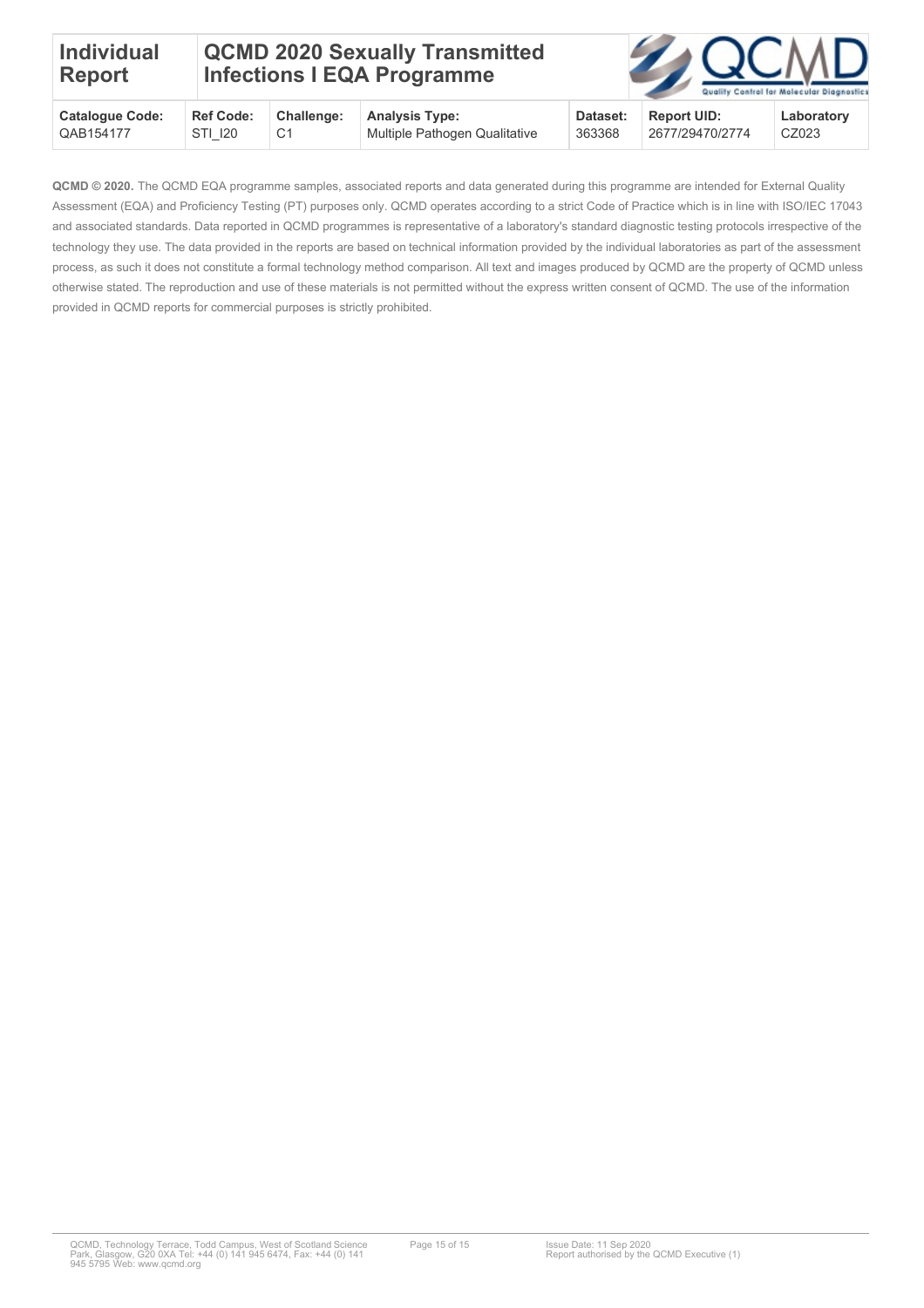| Individual Report | QCMD 2020 Sexually Transmitted Infections I EQA Programme | | | | | |
|---|---|---|---|---|---|---|
| **Catalogue Code:** QAB154177 | **Ref Code:** STI_I20 | **Challenge:** C1 | **Analysis Type:** Multiple Pathogen Qualitative | **Dataset:** 363368 | **Report UID:** 2677/29470/2774 | **Laboratory** CZ023 |

**QCMD © 2020.** The QCMD EQA programme samples, associated reports and data generated during this programme are intended for External Quality Assessment (EQA) and Proficiency Testing (PT) purposes only. QCMD operates according to a strict Code of Practice which is in line with ISO/IEC 17043 and associated standards. Data reported in QCMD programmes is representative of a laboratory's standard diagnostic testing protocols irrespective of the technology they use. The data provided in the reports are based on technical information provided by the individual laboratories as part of the assessment process, as such it does not constitute a formal technology method comparison. All text and images produced by QCMD are the property of QCMD unless otherwise stated. The reproduction and use of these materials is not permitted without the express written consent of QCMD. The use of the information provided in QCMD reports for commercial purposes is strictly prohibited.